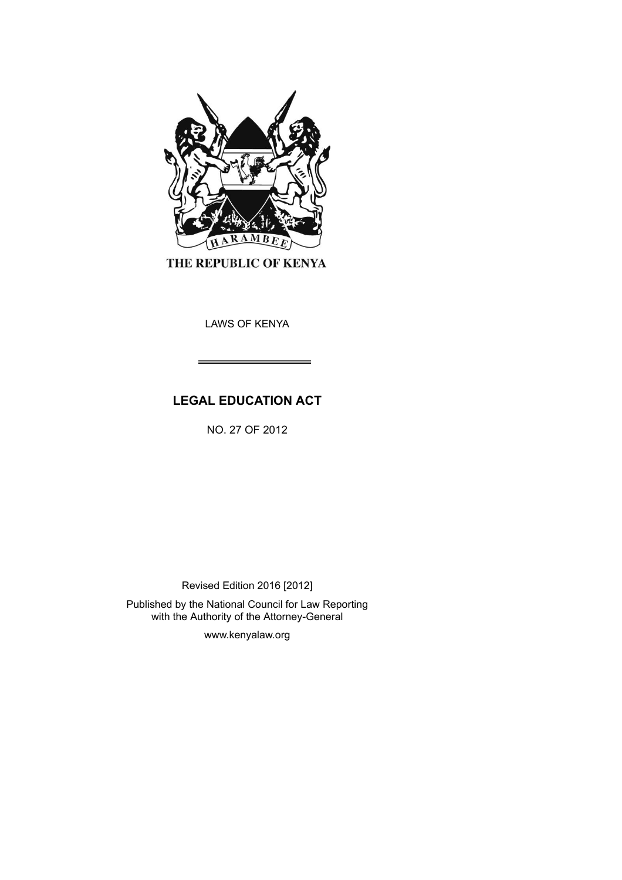THE REPUBLIC OF KENYA

LAWS OF KENYA

# LEGAL EDUCATION ACT

NO. 27 OF 2012

Revised Edition 2016 [2012]

Published by the National Council for Law Reporting with the Authority of the Attorney-General

www.kenyalaw.org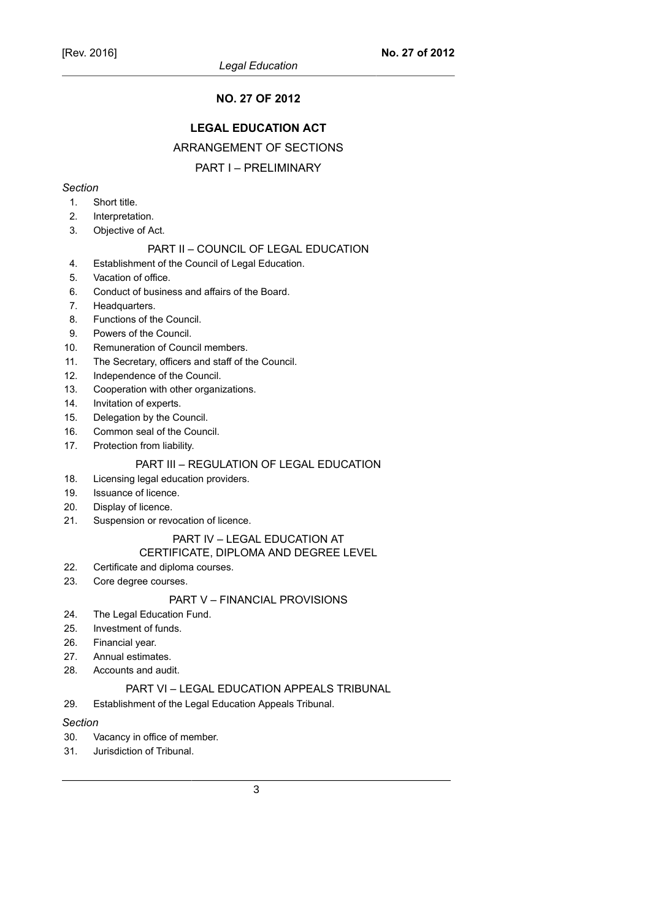# NO. 27 OF 2012

## LEGAL EDUCATION ACT

ARRANGEMENT OF SECTIONS

### PART I – PRELIMINARY

*Section*

1. Short title.
2. Interpretation.
3. Objective of Act.

### PART II – COUNCIL OF LEGAL EDUCATION

4. Establishment of the Council of Legal Education.
5. Vacation of office.
6. Conduct of business and affairs of the Board.
7. Headquarters.
8. Functions of the Council.
9. Powers of the Council.
10. Remuneration of Council members.
11. The Secretary, officers and staff of the Council.
12. Independence of the Council.
13. Cooperation with other organizations.
14. Invitation of experts.
15. Delegation by the Council.
16. Common seal of the Council.
17. Protection from liability.

### PART III – REGULATION OF LEGAL EDUCATION

18. Licensing legal education providers.
19. Issuance of licence.
20. Display of licence.
21. Suspension or revocation of licence.

### PART IV – LEGAL EDUCATION AT CERTIFICATE, DIPLOMA AND DEGREE LEVEL

22. Certificate and diploma courses.
23. Core degree courses.

### PART V – FINANCIAL PROVISIONS

24. The Legal Education Fund.
25. Investment of funds.
26. Financial year.
27. Annual estimates.
28. Accounts and audit.

### PART VI – LEGAL EDUCATION APPEALS TRIBUNAL

29. Establishment of the Legal Education Appeals Tribunal.

*Section*

30. Vacancy in office of member.
31. Jurisdiction of Tribunal.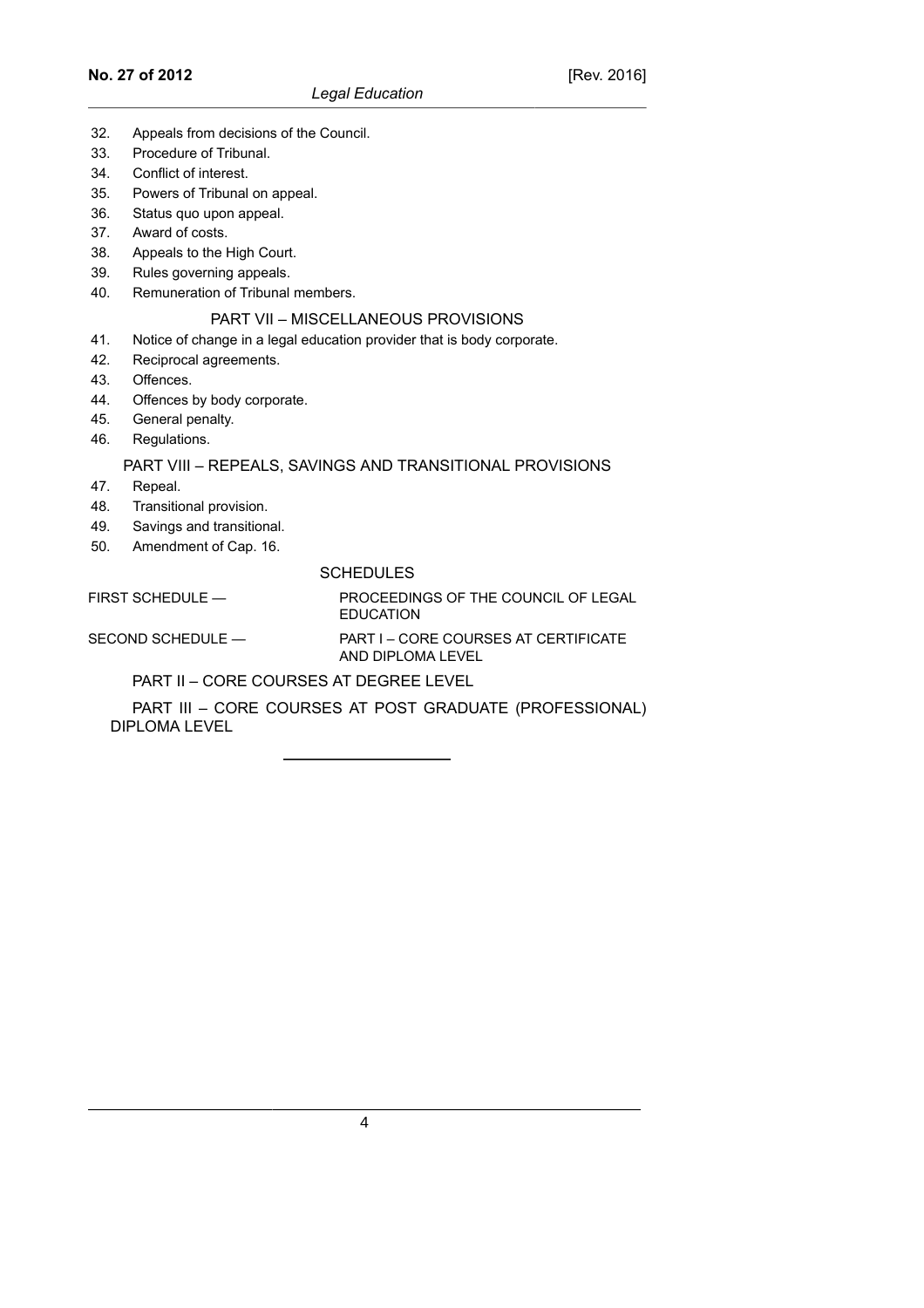32. Appeals from decisions of the Council.
33. Procedure of Tribunal.
34. Conflict of interest.
35. Powers of Tribunal on appeal.
36. Status quo upon appeal.
37. Award of costs.
38. Appeals to the High Court.
39. Rules governing appeals.
40. Remuneration of Tribunal members.

PART VII – MISCELLANEOUS PROVISIONS

41. Notice of change in a legal education provider that is body corporate.
42. Reciprocal agreements.
43. Offences.
44. Offences by body corporate.
45. General penalty.
46. Regulations.

PART VIII – REPEALS, SAVINGS AND TRANSITIONAL PROVISIONS

47. Repeal.
48. Transitional provision.
49. Savings and transitional.
50. Amendment of Cap. 16.

SCHEDULES

FIRST SCHEDULE — PROCEEDINGS OF THE COUNCIL OF LEGAL EDUCATION

SECOND SCHEDULE — PART I – CORE COURSES AT CERTIFICATE AND DIPLOMA LEVEL

PART II – CORE COURSES AT DEGREE LEVEL

PART III – CORE COURSES AT POST GRADUATE (PROFESSIONAL) DIPLOMA LEVEL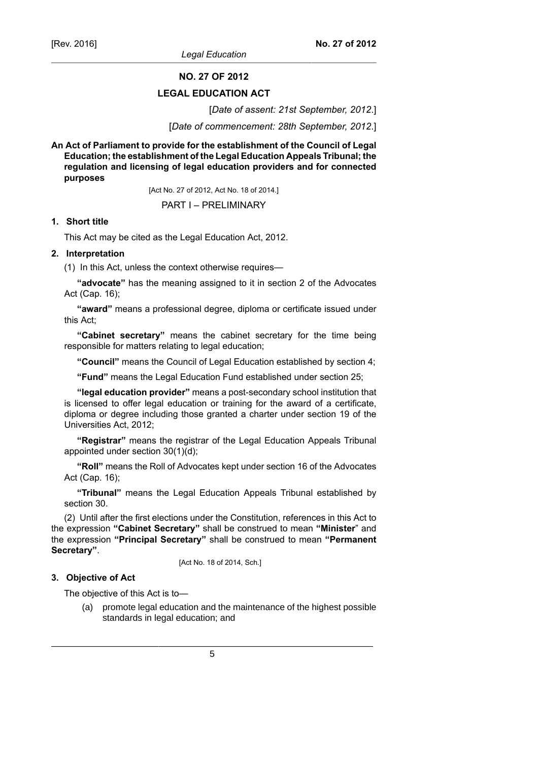# NO. 27 OF 2012

## LEGAL EDUCATION ACT

[*Date of assent: 21st September, 2012*.]

[*Date of commencement: 28th September, 2012*.]

**An Act of Parliament to provide for the establishment of the Council of Legal Education; the establishment of the Legal Education Appeals Tribunal; the regulation and licensing of legal education providers and for connected purposes**

[Act No. 27 of 2012, Act No. 18 of 2014.]

### PART I – PRELIMINARY

**1. Short title**

This Act may be cited as the Legal Education Act, 2012.

**2. Interpretation**

(1) In this Act, unless the context otherwise requires—

**"advocate"** has the meaning assigned to it in section 2 of the Advocates Act (Cap. 16);

**"award"** means a professional degree, diploma or certificate issued under this Act;

**"Cabinet secretary"** means the cabinet secretary for the time being responsible for matters relating to legal education;

**"Council"** means the Council of Legal Education established by section 4;

**"Fund"** means the Legal Education Fund established under section 25;

**"legal education provider"** means a post-secondary school institution that is licensed to offer legal education or training for the award of a certificate, diploma or degree including those granted a charter under section 19 of the Universities Act, 2012;

**"Registrar"** means the registrar of the Legal Education Appeals Tribunal appointed under section 30(1)(d);

**"Roll"** means the Roll of Advocates kept under section 16 of the Advocates Act (Cap. 16);

**"Tribunal"** means the Legal Education Appeals Tribunal established by section 30.

(2) Until after the first elections under the Constitution, references in this Act to the expression **"Cabinet Secretary"** shall be construed to mean **"Minister"** and the expression **"Principal Secretary"** shall be construed to mean **"Permanent Secretary"**.

[Act No. 18 of 2014, Sch.]

**3. Objective of Act**

The objective of this Act is to—

(a) promote legal education and the maintenance of the highest possible standards in legal education; and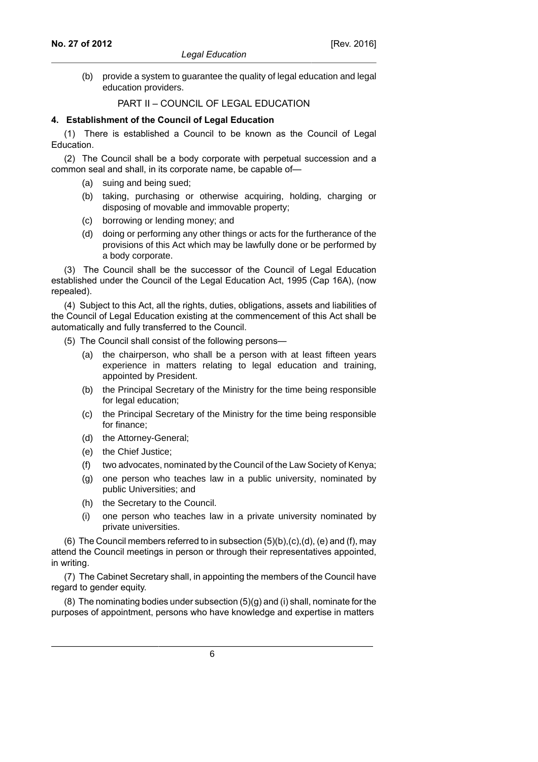(b) provide a system to guarantee the quality of legal education and legal education providers.

## PART II – COUNCIL OF LEGAL EDUCATION

### 4. Establishment of the Council of Legal Education

(1) There is established a Council to be known as the Council of Legal Education.

(2) The Council shall be a body corporate with perpetual succession and a common seal and shall, in its corporate name, be capable of—

- (a) suing and being sued;
- (b) taking, purchasing or otherwise acquiring, holding, charging or disposing of movable and immovable property;
- (c) borrowing or lending money; and
- (d) doing or performing any other things or acts for the furtherance of the provisions of this Act which may be lawfully done or be performed by a body corporate.

(3) The Council shall be the successor of the Council of Legal Education established under the Council of the Legal Education Act, 1995 (Cap 16A), (now repealed).

(4) Subject to this Act, all the rights, duties, obligations, assets and liabilities of the Council of Legal Education existing at the commencement of this Act shall be automatically and fully transferred to the Council.

(5) The Council shall consist of the following persons—

- (a) the chairperson, who shall be a person with at least fifteen years experience in matters relating to legal education and training, appointed by President.
- (b) the Principal Secretary of the Ministry for the time being responsible for legal education;
- (c) the Principal Secretary of the Ministry for the time being responsible for finance;
- (d) the Attorney-General;
- (e) the Chief Justice;
- (f) two advocates, nominated by the Council of the Law Society of Kenya;
- (g) one person who teaches law in a public university, nominated by public Universities; and
- (h) the Secretary to the Council.
- (i) one person who teaches law in a private university nominated by private universities.

(6) The Council members referred to in subsection (5)(b),(c),(d), (e) and (f), may attend the Council meetings in person or through their representatives appointed, in writing.

(7) The Cabinet Secretary shall, in appointing the members of the Council have regard to gender equity.

(8) The nominating bodies under subsection (5)(g) and (i) shall, nominate for the purposes of appointment, persons who have knowledge and expertise in matters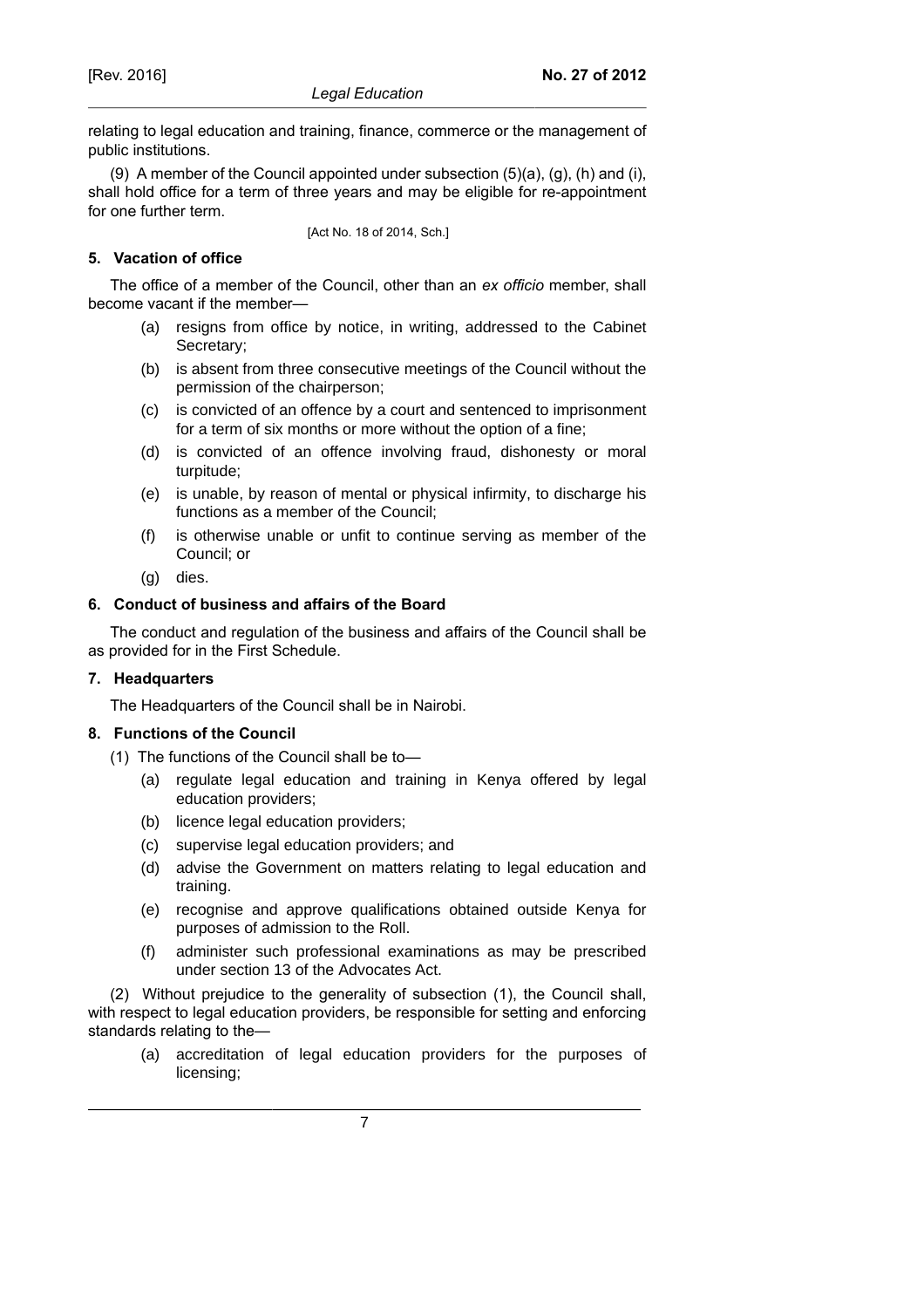relating to legal education and training, finance, commerce or the management of public institutions.

(9) A member of the Council appointed under subsection (5)(a), (g), (h) and (i), shall hold office for a term of three years and may be eligible for re-appointment for one further term.

[Act No. 18 of 2014, Sch.]

### 5. Vacation of office

The office of a member of the Council, other than an *ex officio* member, shall become vacant if the member—

(a) resigns from office by notice, in writing, addressed to the Cabinet Secretary;

(b) is absent from three consecutive meetings of the Council without the permission of the chairperson;

(c) is convicted of an offence by a court and sentenced to imprisonment for a term of six months or more without the option of a fine;

(d) is convicted of an offence involving fraud, dishonesty or moral turpitude;

(e) is unable, by reason of mental or physical infirmity, to discharge his functions as a member of the Council;

(f) is otherwise unable or unfit to continue serving as member of the Council; or

(g) dies.

### 6. Conduct of business and affairs of the Board

The conduct and regulation of the business and affairs of the Council shall be as provided for in the First Schedule.

### 7. Headquarters

The Headquarters of the Council shall be in Nairobi.

### 8. Functions of the Council

(1) The functions of the Council shall be to—

(a) regulate legal education and training in Kenya offered by legal education providers;

(b) licence legal education providers;

(c) supervise legal education providers; and

(d) advise the Government on matters relating to legal education and training.

(e) recognise and approve qualifications obtained outside Kenya for purposes of admission to the Roll.

(f) administer such professional examinations as may be prescribed under section 13 of the Advocates Act.

(2) Without prejudice to the generality of subsection (1), the Council shall, with respect to legal education providers, be responsible for setting and enforcing standards relating to the—

(a) accreditation of legal education providers for the purposes of licensing;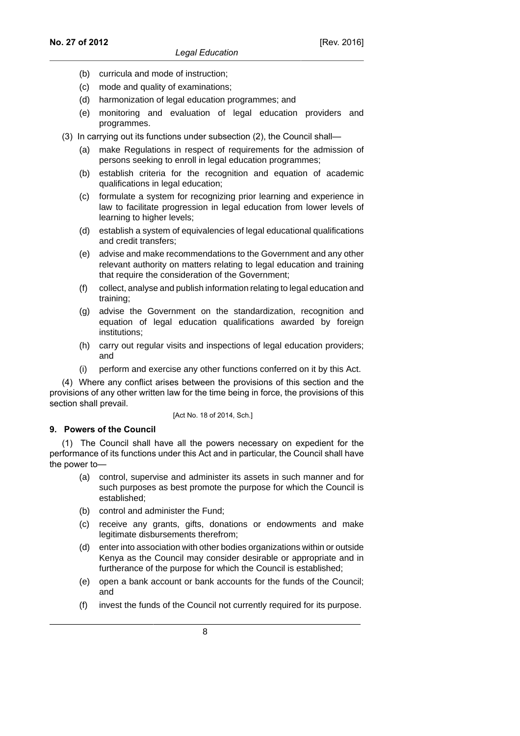(b) curricula and mode of instruction;

(c) mode and quality of examinations;

(d) harmonization of legal education programmes; and

(e) monitoring and evaluation of legal education providers and programmes.

(3) In carrying out its functions under subsection (2), the Council shall—

(a) make Regulations in respect of requirements for the admission of persons seeking to enroll in legal education programmes;

(b) establish criteria for the recognition and equation of academic qualifications in legal education;

(c) formulate a system for recognizing prior learning and experience in law to facilitate progression in legal education from lower levels of learning to higher levels;

(d) establish a system of equivalencies of legal educational qualifications and credit transfers;

(e) advise and make recommendations to the Government and any other relevant authority on matters relating to legal education and training that require the consideration of the Government;

(f) collect, analyse and publish information relating to legal education and training;

(g) advise the Government on the standardization, recognition and equation of legal education qualifications awarded by foreign institutions;

(h) carry out regular visits and inspections of legal education providers; and

(i) perform and exercise any other functions conferred on it by this Act.

(4) Where any conflict arises between the provisions of this section and the provisions of any other written law for the time being in force, the provisions of this section shall prevail.

[Act No. 18 of 2014, Sch.]

### 9. Powers of the Council

(1) The Council shall have all the powers necessary on expedient for the performance of its functions under this Act and in particular, the Council shall have the power to—

(a) control, supervise and administer its assets in such manner and for such purposes as best promote the purpose for which the Council is established;

(b) control and administer the Fund;

(c) receive any grants, gifts, donations or endowments and make legitimate disbursements therefrom;

(d) enter into association with other bodies organizations within or outside Kenya as the Council may consider desirable or appropriate and in furtherance of the purpose for which the Council is established;

(e) open a bank account or bank accounts for the funds of the Council; and

(f) invest the funds of the Council not currently required for its purpose.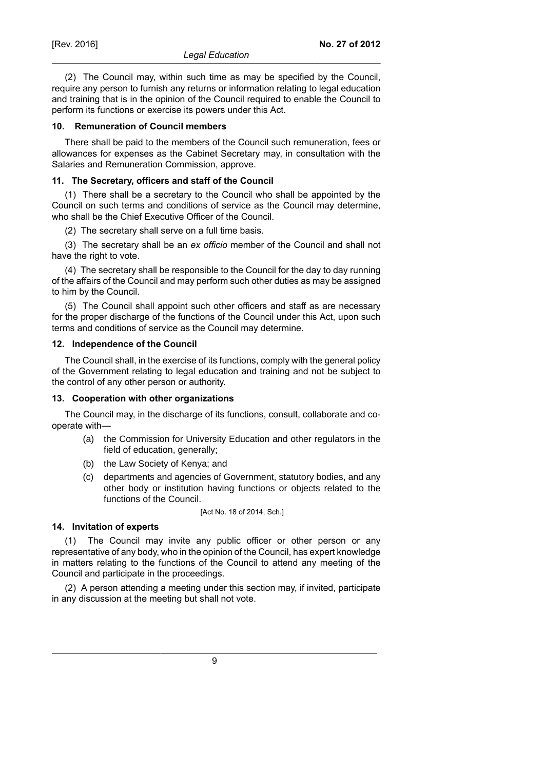(2) The Council may, within such time as may be specified by the Council, require any person to furnish any returns or information relating to legal education and training that is in the opinion of the Council required to enable the Council to perform its functions or exercise its powers under this Act.

### 10. Remuneration of Council members

There shall be paid to the members of the Council such remuneration, fees or allowances for expenses as the Cabinet Secretary may, in consultation with the Salaries and Remuneration Commission, approve.

### 11. The Secretary, officers and staff of the Council

(1) There shall be a secretary to the Council who shall be appointed by the Council on such terms and conditions of service as the Council may determine, who shall be the Chief Executive Officer of the Council.

(2) The secretary shall serve on a full time basis.

(3) The secretary shall be an *ex officio* member of the Council and shall not have the right to vote.

(4) The secretary shall be responsible to the Council for the day to day running of the affairs of the Council and may perform such other duties as may be assigned to him by the Council.

(5) The Council shall appoint such other officers and staff as are necessary for the proper discharge of the functions of the Council under this Act, upon such terms and conditions of service as the Council may determine.

### 12. Independence of the Council

The Council shall, in the exercise of its functions, comply with the general policy of the Government relating to legal education and training and not be subject to the control of any other person or authority.

### 13. Cooperation with other organizations

The Council may, in the discharge of its functions, consult, collaborate and co-operate with—

(a) the Commission for University Education and other regulators in the field of education, generally;

(b) the Law Society of Kenya; and

(c) departments and agencies of Government, statutory bodies, and any other body or institution having functions or objects related to the functions of the Council.

[Act No. 18 of 2014, Sch.]

### 14. Invitation of experts

(1) The Council may invite any public officer or other person or any representative of any body, who in the opinion of the Council, has expert knowledge in matters relating to the functions of the Council to attend any meeting of the Council and participate in the proceedings.

(2) A person attending a meeting under this section may, if invited, participate in any discussion at the meeting but shall not vote.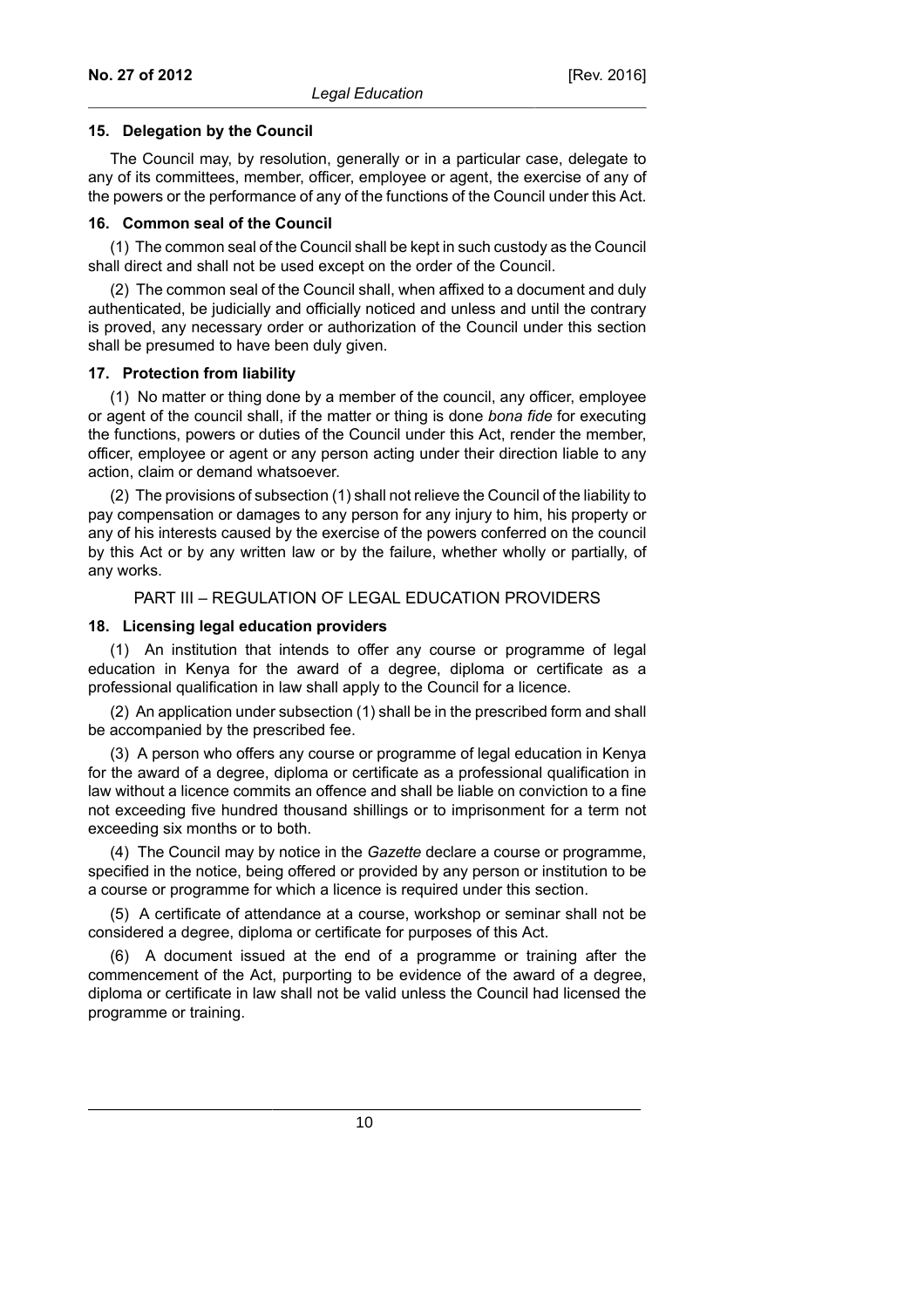### 15. Delegation by the Council

The Council may, by resolution, generally or in a particular case, delegate to any of its committees, member, officer, employee or agent, the exercise of any of the powers or the performance of any of the functions of the Council under this Act.

### 16. Common seal of the Council

(1) The common seal of the Council shall be kept in such custody as the Council shall direct and shall not be used except on the order of the Council.

(2) The common seal of the Council shall, when affixed to a document and duly authenticated, be judicially and officially noticed and unless and until the contrary is proved, any necessary order or authorization of the Council under this section shall be presumed to have been duly given.

### 17. Protection from liability

(1) No matter or thing done by a member of the council, any officer, employee or agent of the council shall, if the matter or thing is done *bona fide* for executing the functions, powers or duties of the Council under this Act, render the member, officer, employee or agent or any person acting under their direction liable to any action, claim or demand whatsoever.

(2) The provisions of subsection (1) shall not relieve the Council of the liability to pay compensation or damages to any person for any injury to him, his property or any of his interests caused by the exercise of the powers conferred on the council by this Act or by any written law or by the failure, whether wholly or partially, of any works.

## PART III – REGULATION OF LEGAL EDUCATION PROVIDERS

### 18. Licensing legal education providers

(1) An institution that intends to offer any course or programme of legal education in Kenya for the award of a degree, diploma or certificate as a professional qualification in law shall apply to the Council for a licence.

(2) An application under subsection (1) shall be in the prescribed form and shall be accompanied by the prescribed fee.

(3) A person who offers any course or programme of legal education in Kenya for the award of a degree, diploma or certificate as a professional qualification in law without a licence commits an offence and shall be liable on conviction to a fine not exceeding five hundred thousand shillings or to imprisonment for a term not exceeding six months or to both.

(4) The Council may by notice in the *Gazette* declare a course or programme, specified in the notice, being offered or provided by any person or institution to be a course or programme for which a licence is required under this section.

(5) A certificate of attendance at a course, workshop or seminar shall not be considered a degree, diploma or certificate for purposes of this Act.

(6) A document issued at the end of a programme or training after the commencement of the Act, purporting to be evidence of the award of a degree, diploma or certificate in law shall not be valid unless the Council had licensed the programme or training.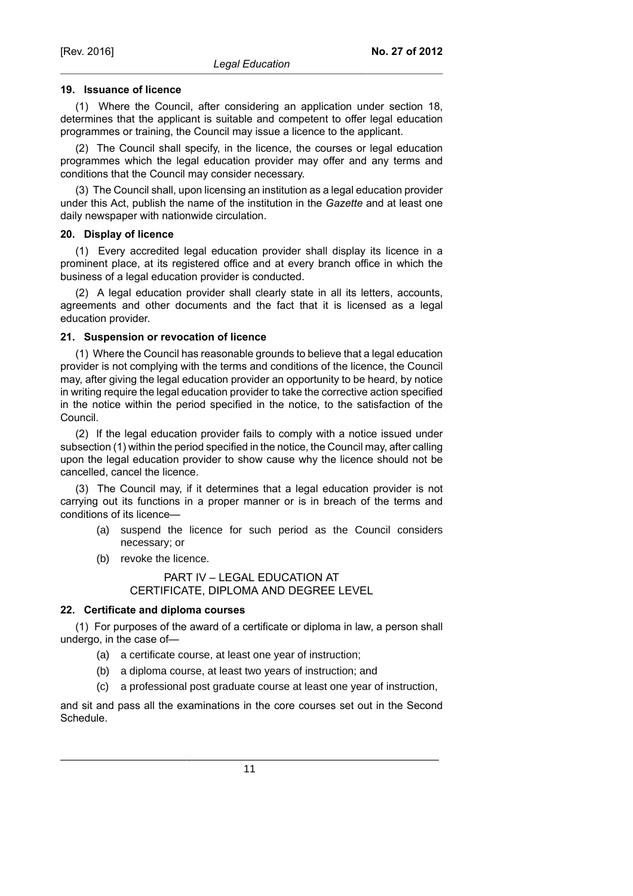### 19. Issuance of licence

(1) Where the Council, after considering an application under section 18, determines that the applicant is suitable and competent to offer legal education programmes or training, the Council may issue a licence to the applicant.

(2) The Council shall specify, in the licence, the courses or legal education programmes which the legal education provider may offer and any terms and conditions that the Council may consider necessary.

(3) The Council shall, upon licensing an institution as a legal education provider under this Act, publish the name of the institution in the *Gazette* and at least one daily newspaper with nationwide circulation.

### 20. Display of licence

(1) Every accredited legal education provider shall display its licence in a prominent place, at its registered office and at every branch office in which the business of a legal education provider is conducted.

(2) A legal education provider shall clearly state in all its letters, accounts, agreements and other documents and the fact that it is licensed as a legal education provider.

### 21. Suspension or revocation of licence

(1) Where the Council has reasonable grounds to believe that a legal education provider is not complying with the terms and conditions of the licence, the Council may, after giving the legal education provider an opportunity to be heard, by notice in writing require the legal education provider to take the corrective action specified in the notice within the period specified in the notice, to the satisfaction of the Council.

(2) If the legal education provider fails to comply with a notice issued under subsection (1) within the period specified in the notice, the Council may, after calling upon the legal education provider to show cause why the licence should not be cancelled, cancel the licence.

(3) The Council may, if it determines that a legal education provider is not carrying out its functions in a proper manner or is in breach of the terms and conditions of its licence—

- (a) suspend the licence for such period as the Council considers necessary; or
- (b) revoke the licence.

## PART IV – LEGAL EDUCATION AT CERTIFICATE, DIPLOMA AND DEGREE LEVEL

### 22. Certificate and diploma courses

(1) For purposes of the award of a certificate or diploma in law, a person shall undergo, in the case of—

- (a) a certificate course, at least one year of instruction;
- (b) a diploma course, at least two years of instruction; and
- (c) a professional post graduate course at least one year of instruction,

and sit and pass all the examinations in the core courses set out in the Second Schedule.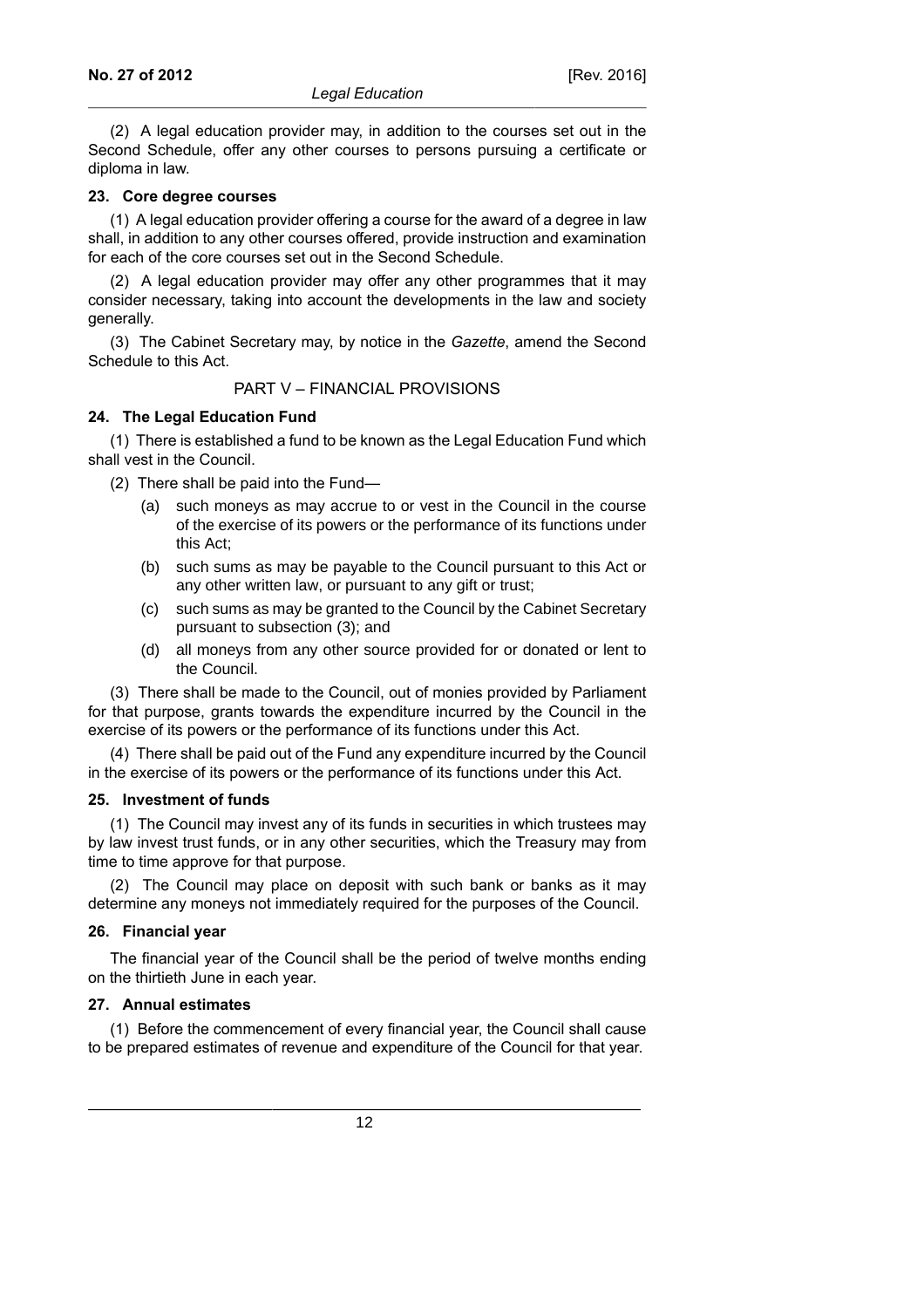(2) A legal education provider may, in addition to the courses set out in the Second Schedule, offer any other courses to persons pursuing a certificate or diploma in law.

**23. Core degree courses**

(1) A legal education provider offering a course for the award of a degree in law shall, in addition to any other courses offered, provide instruction and examination for each of the core courses set out in the Second Schedule.

(2) A legal education provider may offer any other programmes that it may consider necessary, taking into account the developments in the law and society generally.

(3) The Cabinet Secretary may, by notice in the *Gazette*, amend the Second Schedule to this Act.

## PART V – FINANCIAL PROVISIONS

**24. The Legal Education Fund**

(1) There is established a fund to be known as the Legal Education Fund which shall vest in the Council.

(2) There shall be paid into the Fund—

- (a) such moneys as may accrue to or vest in the Council in the course of the exercise of its powers or the performance of its functions under this Act;
- (b) such sums as may be payable to the Council pursuant to this Act or any other written law, or pursuant to any gift or trust;
- (c) such sums as may be granted to the Council by the Cabinet Secretary pursuant to subsection (3); and
- (d) all moneys from any other source provided for or donated or lent to the Council.

(3) There shall be made to the Council, out of monies provided by Parliament for that purpose, grants towards the expenditure incurred by the Council in the exercise of its powers or the performance of its functions under this Act.

(4) There shall be paid out of the Fund any expenditure incurred by the Council in the exercise of its powers or the performance of its functions under this Act.

**25. Investment of funds**

(1) The Council may invest any of its funds in securities in which trustees may by law invest trust funds, or in any other securities, which the Treasury may from time to time approve for that purpose.

(2) The Council may place on deposit with such bank or banks as it may determine any moneys not immediately required for the purposes of the Council.

**26. Financial year**

The financial year of the Council shall be the period of twelve months ending on the thirtieth June in each year.

**27. Annual estimates**

(1) Before the commencement of every financial year, the Council shall cause to be prepared estimates of revenue and expenditure of the Council for that year.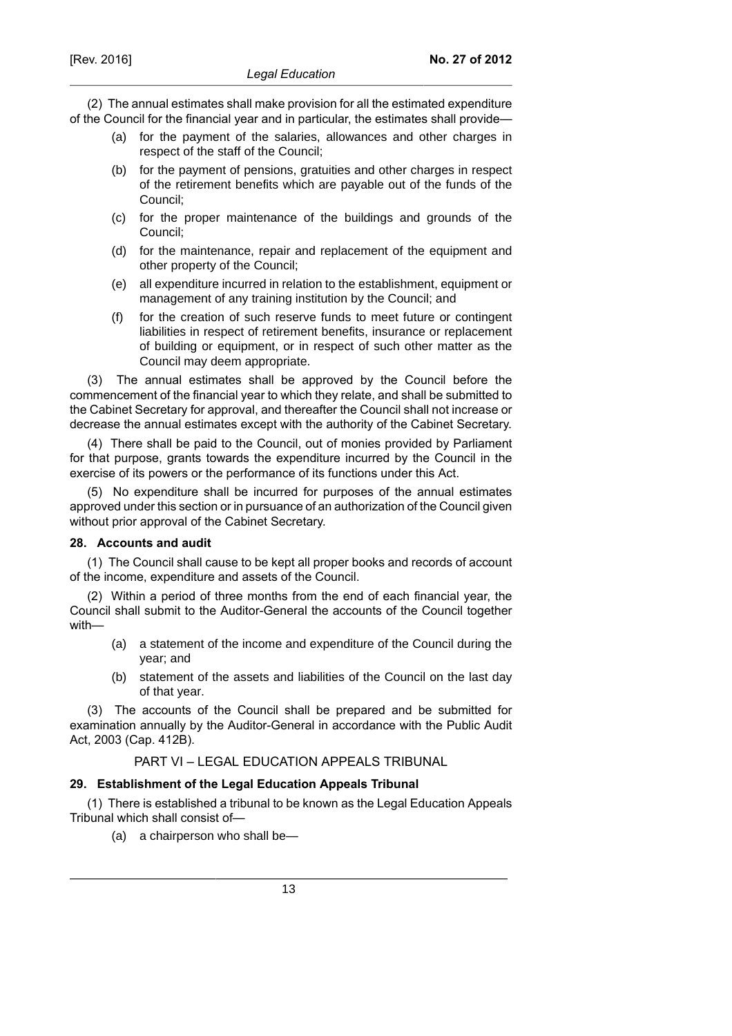(2) The annual estimates shall make provision for all the estimated expenditure of the Council for the financial year and in particular, the estimates shall provide—

- (a) for the payment of the salaries, allowances and other charges in respect of the staff of the Council;
- (b) for the payment of pensions, gratuities and other charges in respect of the retirement benefits which are payable out of the funds of the Council;
- (c) for the proper maintenance of the buildings and grounds of the Council;
- (d) for the maintenance, repair and replacement of the equipment and other property of the Council;
- (e) all expenditure incurred in relation to the establishment, equipment or management of any training institution by the Council; and
- (f) for the creation of such reserve funds to meet future or contingent liabilities in respect of retirement benefits, insurance or replacement of building or equipment, or in respect of such other matter as the Council may deem appropriate.

(3) The annual estimates shall be approved by the Council before the commencement of the financial year to which they relate, and shall be submitted to the Cabinet Secretary for approval, and thereafter the Council shall not increase or decrease the annual estimates except with the authority of the Cabinet Secretary.

(4) There shall be paid to the Council, out of monies provided by Parliament for that purpose, grants towards the expenditure incurred by the Council in the exercise of its powers or the performance of its functions under this Act.

(5) No expenditure shall be incurred for purposes of the annual estimates approved under this section or in pursuance of an authorization of the Council given without prior approval of the Cabinet Secretary.

### 28. Accounts and audit

(1) The Council shall cause to be kept all proper books and records of account of the income, expenditure and assets of the Council.

(2) Within a period of three months from the end of each financial year, the Council shall submit to the Auditor-General the accounts of the Council together with—

- (a) a statement of the income and expenditure of the Council during the year; and
- (b) statement of the assets and liabilities of the Council on the last day of that year.

(3) The accounts of the Council shall be prepared and be submitted for examination annually by the Auditor-General in accordance with the Public Audit Act, 2003 (Cap. 412B).

## PART VI – LEGAL EDUCATION APPEALS TRIBUNAL

### 29. Establishment of the Legal Education Appeals Tribunal

(1) There is established a tribunal to be known as the Legal Education Appeals Tribunal which shall consist of—

- (a) a chairperson who shall be—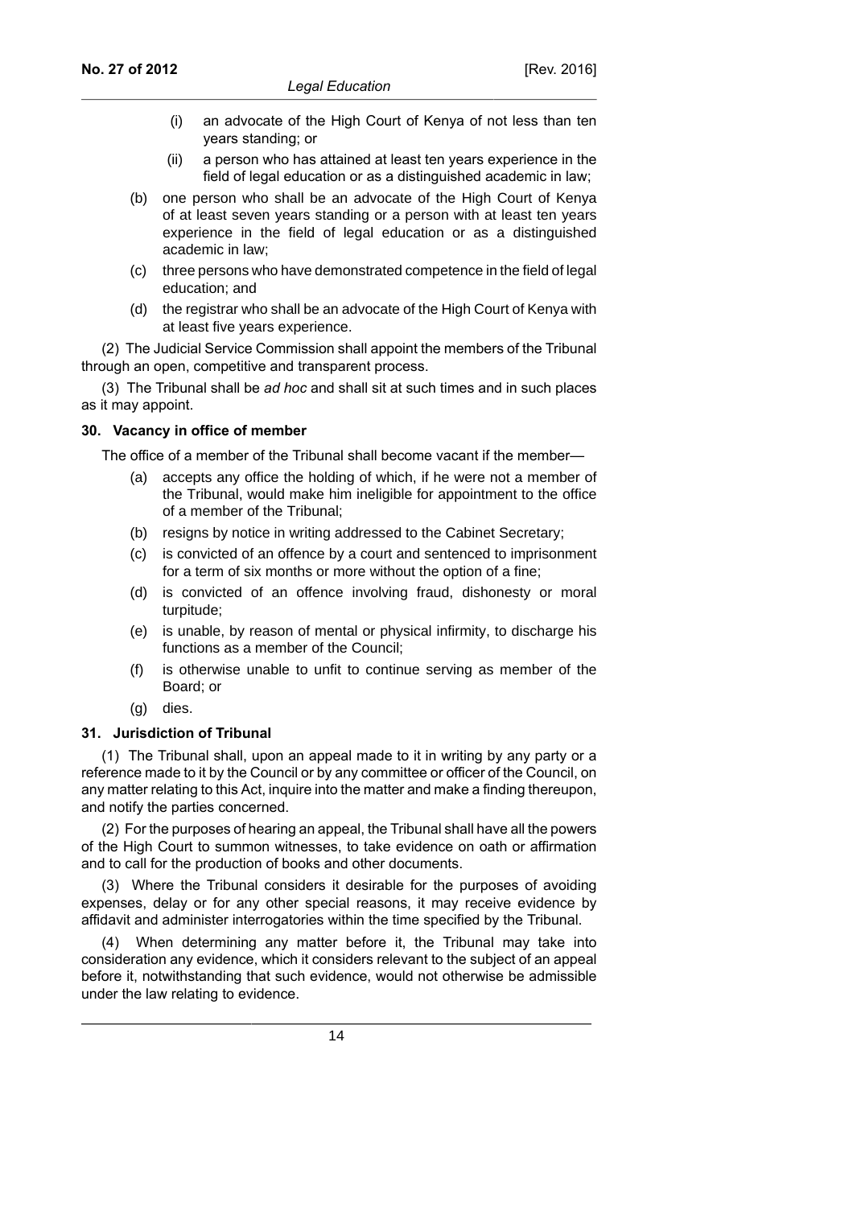(i) an advocate of the High Court of Kenya of not less than ten years standing; or

(ii) a person who has attained at least ten years experience in the field of legal education or as a distinguished academic in law;

(b) one person who shall be an advocate of the High Court of Kenya of at least seven years standing or a person with at least ten years experience in the field of legal education or as a distinguished academic in law;

(c) three persons who have demonstrated competence in the field of legal education; and

(d) the registrar who shall be an advocate of the High Court of Kenya with at least five years experience.

(2) The Judicial Service Commission shall appoint the members of the Tribunal through an open, competitive and transparent process.

(3) The Tribunal shall be *ad hoc* and shall sit at such times and in such places as it may appoint.

**30. Vacancy in office of member**

The office of a member of the Tribunal shall become vacant if the member—

(a) accepts any office the holding of which, if he were not a member of the Tribunal, would make him ineligible for appointment to the office of a member of the Tribunal;

(b) resigns by notice in writing addressed to the Cabinet Secretary;

(c) is convicted of an offence by a court and sentenced to imprisonment for a term of six months or more without the option of a fine;

(d) is convicted of an offence involving fraud, dishonesty or moral turpitude;

(e) is unable, by reason of mental or physical infirmity, to discharge his functions as a member of the Council;

(f) is otherwise unable to unfit to continue serving as member of the Board; or

(g) dies.

**31. Jurisdiction of Tribunal**

(1) The Tribunal shall, upon an appeal made to it in writing by any party or a reference made to it by the Council or by any committee or officer of the Council, on any matter relating to this Act, inquire into the matter and make a finding thereupon, and notify the parties concerned.

(2) For the purposes of hearing an appeal, the Tribunal shall have all the powers of the High Court to summon witnesses, to take evidence on oath or affirmation and to call for the production of books and other documents.

(3) Where the Tribunal considers it desirable for the purposes of avoiding expenses, delay or for any other special reasons, it may receive evidence by affidavit and administer interrogatories within the time specified by the Tribunal.

(4) When determining any matter before it, the Tribunal may take into consideration any evidence, which it considers relevant to the subject of an appeal before it, notwithstanding that such evidence, would not otherwise be admissible under the law relating to evidence.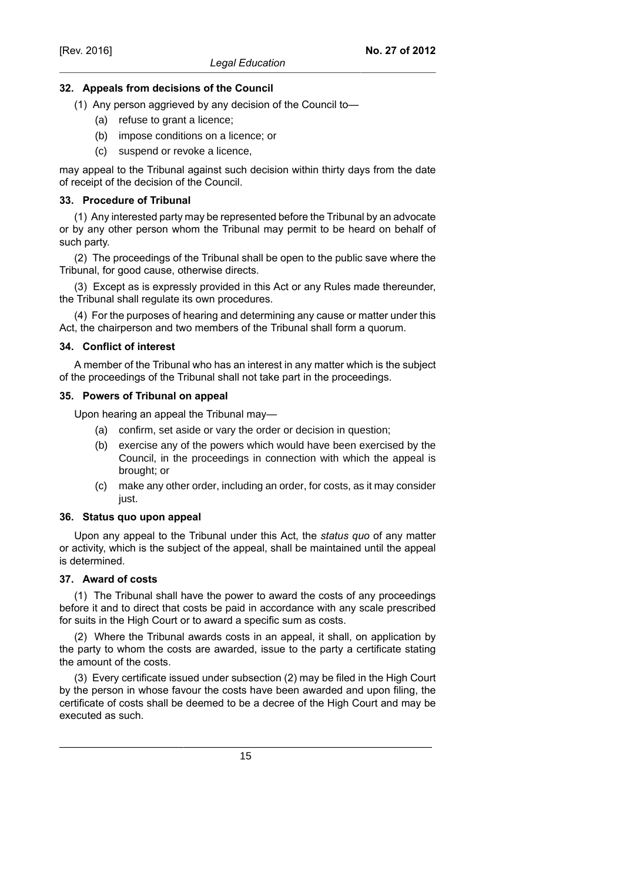### 32. Appeals from decisions of the Council

(1) Any person aggrieved by any decision of the Council to—

(a) refuse to grant a licence;

(b) impose conditions on a licence; or

(c) suspend or revoke a licence,

may appeal to the Tribunal against such decision within thirty days from the date of receipt of the decision of the Council.

### 33. Procedure of Tribunal

(1) Any interested party may be represented before the Tribunal by an advocate or by any other person whom the Tribunal may permit to be heard on behalf of such party.

(2) The proceedings of the Tribunal shall be open to the public save where the Tribunal, for good cause, otherwise directs.

(3) Except as is expressly provided in this Act or any Rules made thereunder, the Tribunal shall regulate its own procedures.

(4) For the purposes of hearing and determining any cause or matter under this Act, the chairperson and two members of the Tribunal shall form a quorum.

### 34. Conflict of interest

A member of the Tribunal who has an interest in any matter which is the subject of the proceedings of the Tribunal shall not take part in the proceedings.

### 35. Powers of Tribunal on appeal

Upon hearing an appeal the Tribunal may—

(a) confirm, set aside or vary the order or decision in question;

(b) exercise any of the powers which would have been exercised by the Council, in the proceedings in connection with which the appeal is brought; or

(c) make any other order, including an order, for costs, as it may consider just.

### 36. Status quo upon appeal

Upon any appeal to the Tribunal under this Act, the *status quo* of any matter or activity, which is the subject of the appeal, shall be maintained until the appeal is determined.

### 37. Award of costs

(1) The Tribunal shall have the power to award the costs of any proceedings before it and to direct that costs be paid in accordance with any scale prescribed for suits in the High Court or to award a specific sum as costs.

(2) Where the Tribunal awards costs in an appeal, it shall, on application by the party to whom the costs are awarded, issue to the party a certificate stating the amount of the costs.

(3) Every certificate issued under subsection (2) may be filed in the High Court by the person in whose favour the costs have been awarded and upon filing, the certificate of costs shall be deemed to be a decree of the High Court and may be executed as such.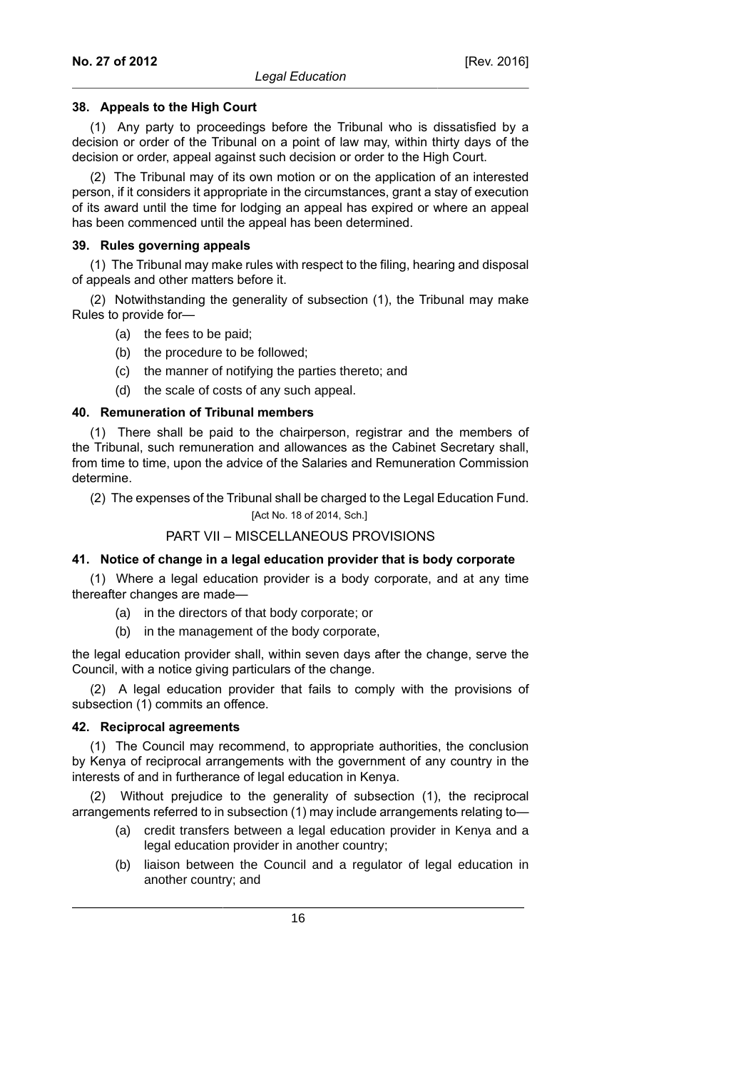#### 38. Appeals to the High Court

(1) Any party to proceedings before the Tribunal who is dissatisfied by a decision or order of the Tribunal on a point of law may, within thirty days of the decision or order, appeal against such decision or order to the High Court.

(2) The Tribunal may of its own motion or on the application of an interested person, if it considers it appropriate in the circumstances, grant a stay of execution of its award until the time for lodging an appeal has expired or where an appeal has been commenced until the appeal has been determined.

#### 39. Rules governing appeals

(1) The Tribunal may make rules with respect to the filing, hearing and disposal of appeals and other matters before it.

(2) Notwithstanding the generality of subsection (1), the Tribunal may make Rules to provide for—

- (a) the fees to be paid;
- (b) the procedure to be followed;
- (c) the manner of notifying the parties thereto; and
- (d) the scale of costs of any such appeal.

#### 40. Remuneration of Tribunal members

(1) There shall be paid to the chairperson, registrar and the members of the Tribunal, such remuneration and allowances as the Cabinet Secretary shall, from time to time, upon the advice of the Salaries and Remuneration Commission determine.

(2) The expenses of the Tribunal shall be charged to the Legal Education Fund.

[Act No. 18 of 2014, Sch.]

### PART VII – MISCELLANEOUS PROVISIONS

#### 41. Notice of change in a legal education provider that is body corporate

(1) Where a legal education provider is a body corporate, and at any time thereafter changes are made—

- (a) in the directors of that body corporate; or
- (b) in the management of the body corporate,

the legal education provider shall, within seven days after the change, serve the Council, with a notice giving particulars of the change.

(2) A legal education provider that fails to comply with the provisions of subsection (1) commits an offence.

#### 42. Reciprocal agreements

(1) The Council may recommend, to appropriate authorities, the conclusion by Kenya of reciprocal arrangements with the government of any country in the interests of and in furtherance of legal education in Kenya.

(2) Without prejudice to the generality of subsection (1), the reciprocal arrangements referred to in subsection (1) may include arrangements relating to—

- (a) credit transfers between a legal education provider in Kenya and a legal education provider in another country;
- (b) liaison between the Council and a regulator of legal education in another country; and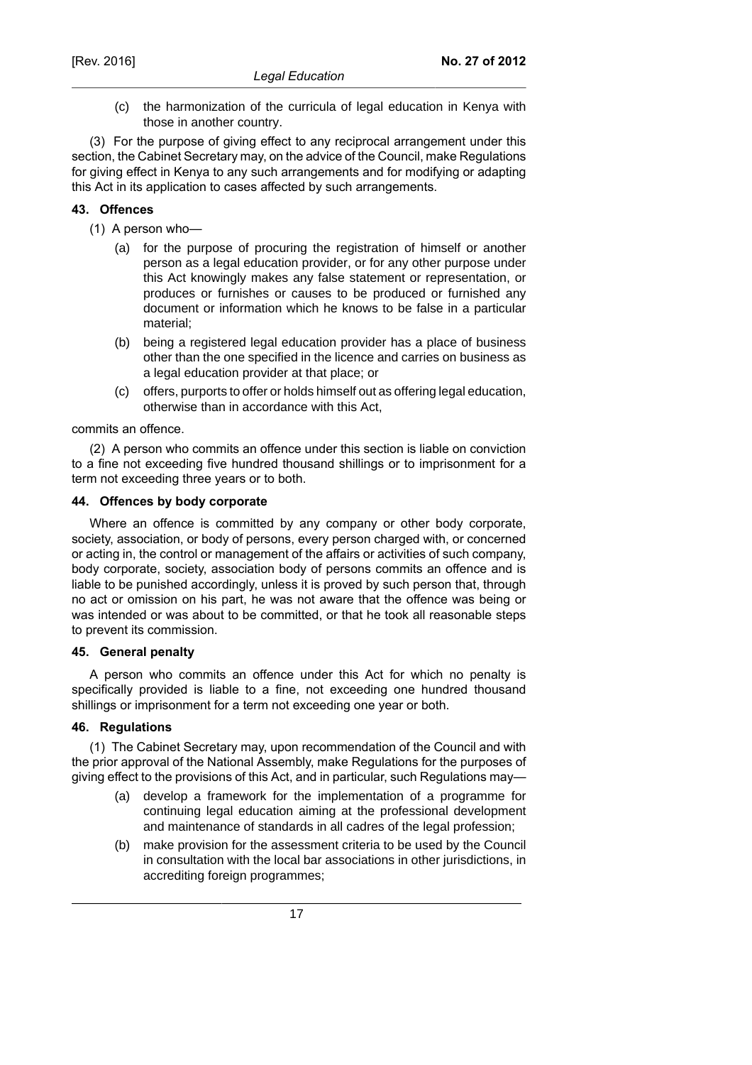(c) the harmonization of the curricula of legal education in Kenya with those in another country.

(3) For the purpose of giving effect to any reciprocal arrangement under this section, the Cabinet Secretary may, on the advice of the Council, make Regulations for giving effect in Kenya to any such arrangements and for modifying or adapting this Act in its application to cases affected by such arrangements.

**43. Offences**

(1) A person who—

(a) for the purpose of procuring the registration of himself or another person as a legal education provider, or for any other purpose under this Act knowingly makes any false statement or representation, or produces or furnishes or causes to be produced or furnished any document or information which he knows to be false in a particular material;

(b) being a registered legal education provider has a place of business other than the one specified in the licence and carries on business as a legal education provider at that place; or

(c) offers, purports to offer or holds himself out as offering legal education, otherwise than in accordance with this Act,

commits an offence.

(2) A person who commits an offence under this section is liable on conviction to a fine not exceeding five hundred thousand shillings or to imprisonment for a term not exceeding three years or to both.

**44. Offences by body corporate**

Where an offence is committed by any company or other body corporate, society, association, or body of persons, every person charged with, or concerned or acting in, the control or management of the affairs or activities of such company, body corporate, society, association body of persons commits an offence and is liable to be punished accordingly, unless it is proved by such person that, through no act or omission on his part, he was not aware that the offence was being or was intended or was about to be committed, or that he took all reasonable steps to prevent its commission.

**45. General penalty**

A person who commits an offence under this Act for which no penalty is specifically provided is liable to a fine, not exceeding one hundred thousand shillings or imprisonment for a term not exceeding one year or both.

**46. Regulations**

(1) The Cabinet Secretary may, upon recommendation of the Council and with the prior approval of the National Assembly, make Regulations for the purposes of giving effect to the provisions of this Act, and in particular, such Regulations may—

(a) develop a framework for the implementation of a programme for continuing legal education aiming at the professional development and maintenance of standards in all cadres of the legal profession;

(b) make provision for the assessment criteria to be used by the Council in consultation with the local bar associations in other jurisdictions, in accrediting foreign programmes;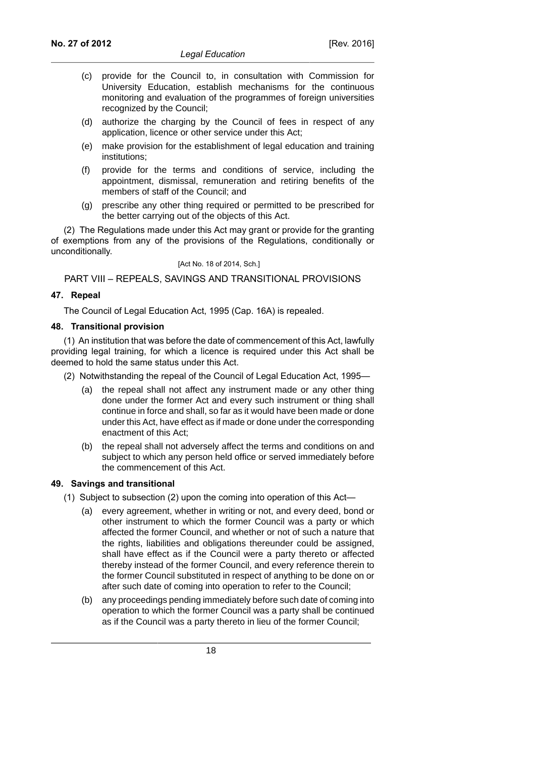(c) provide for the Council to, in consultation with Commission for University Education, establish mechanisms for the continuous monitoring and evaluation of the programmes of foreign universities recognized by the Council;

(d) authorize the charging by the Council of fees in respect of any application, licence or other service under this Act;

(e) make provision for the establishment of legal education and training institutions;

(f) provide for the terms and conditions of service, including the appointment, dismissal, remuneration and retiring benefits of the members of staff of the Council; and

(g) prescribe any other thing required or permitted to be prescribed for the better carrying out of the objects of this Act.

(2) The Regulations made under this Act may grant or provide for the granting of exemptions from any of the provisions of the Regulations, conditionally or unconditionally.

[Act No. 18 of 2014, Sch.]

## PART VIII – REPEALS, SAVINGS AND TRANSITIONAL PROVISIONS

### 47. Repeal

The Council of Legal Education Act, 1995 (Cap. 16A) is repealed.

### 48. Transitional provision

(1) An institution that was before the date of commencement of this Act, lawfully providing legal training, for which a licence is required under this Act shall be deemed to hold the same status under this Act.

(2) Notwithstanding the repeal of the Council of Legal Education Act, 1995—

(a) the repeal shall not affect any instrument made or any other thing done under the former Act and every such instrument or thing shall continue in force and shall, so far as it would have been made or done under this Act, have effect as if made or done under the corresponding enactment of this Act;

(b) the repeal shall not adversely affect the terms and conditions on and subject to which any person held office or served immediately before the commencement of this Act.

### 49. Savings and transitional

(1) Subject to subsection (2) upon the coming into operation of this Act—

(a) every agreement, whether in writing or not, and every deed, bond or other instrument to which the former Council was a party or which affected the former Council, and whether or not of such a nature that the rights, liabilities and obligations thereunder could be assigned, shall have effect as if the Council were a party thereto or affected thereby instead of the former Council, and every reference therein to the former Council substituted in respect of anything to be done on or after such date of coming into operation to refer to the Council;

(b) any proceedings pending immediately before such date of coming into operation to which the former Council was a party shall be continued as if the Council was a party thereto in lieu of the former Council;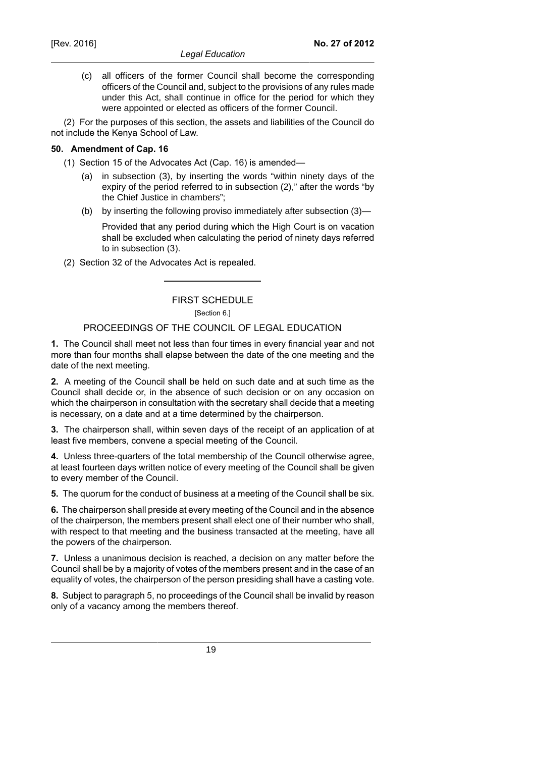(c) all officers of the former Council shall become the corresponding officers of the Council and, subject to the provisions of any rules made under this Act, shall continue in office for the period for which they were appointed or elected as officers of the former Council.

(2) For the purposes of this section, the assets and liabilities of the Council do not include the Kenya School of Law.

### 50. Amendment of Cap. 16

(1) Section 15 of the Advocates Act (Cap. 16) is amended—

(a) in subsection (3), by inserting the words "within ninety days of the expiry of the period referred to in subsection (2)," after the words "by the Chief Justice in chambers";

(b) by inserting the following proviso immediately after subsection (3)—

Provided that any period during which the High Court is on vacation shall be excluded when calculating the period of ninety days referred to in subsection (3).

(2) Section 32 of the Advocates Act is repealed.

---

## FIRST SCHEDULE

[Section 6.]

## PROCEEDINGS OF THE COUNCIL OF LEGAL EDUCATION

**1.** The Council shall meet not less than four times in every financial year and not more than four months shall elapse between the date of the one meeting and the date of the next meeting.

**2.** A meeting of the Council shall be held on such date and at such time as the Council shall decide or, in the absence of such decision or on any occasion on which the chairperson in consultation with the secretary shall decide that a meeting is necessary, on a date and at a time determined by the chairperson.

**3.** The chairperson shall, within seven days of the receipt of an application of at least five members, convene a special meeting of the Council.

**4.** Unless three-quarters of the total membership of the Council otherwise agree, at least fourteen days written notice of every meeting of the Council shall be given to every member of the Council.

**5.** The quorum for the conduct of business at a meeting of the Council shall be six.

**6.** The chairperson shall preside at every meeting of the Council and in the absence of the chairperson, the members present shall elect one of their number who shall, with respect to that meeting and the business transacted at the meeting, have all the powers of the chairperson.

**7.** Unless a unanimous decision is reached, a decision on any matter before the Council shall be by a majority of votes of the members present and in the case of an equality of votes, the chairperson of the person presiding shall have a casting vote.

**8.** Subject to paragraph 5, no proceedings of the Council shall be invalid by reason only of a vacancy among the members thereof.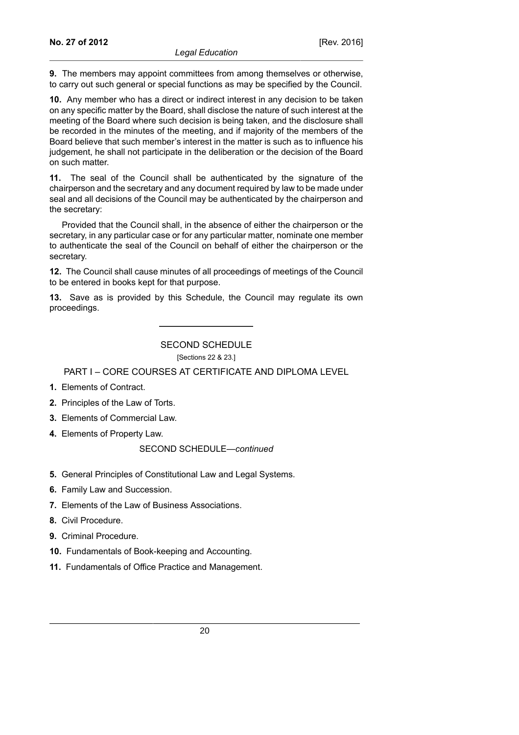**9.** The members may appoint committees from among themselves or otherwise, to carry out such general or special functions as may be specified by the Council.

**10.** Any member who has a direct or indirect interest in any decision to be taken on any specific matter by the Board, shall disclose the nature of such interest at the meeting of the Board where such decision is being taken, and the disclosure shall be recorded in the minutes of the meeting, and if majority of the members of the Board believe that such member's interest in the matter is such as to influence his judgement, he shall not participate in the deliberation or the decision of the Board on such matter.

**11.** The seal of the Council shall be authenticated by the signature of the chairperson and the secretary and any document required by law to be made under seal and all decisions of the Council may be authenticated by the chairperson and the secretary:

Provided that the Council shall, in the absence of either the chairperson or the secretary, in any particular case or for any particular matter, nominate one member to authenticate the seal of the Council on behalf of either the chairperson or the secretary.

**12.** The Council shall cause minutes of all proceedings of meetings of the Council to be entered in books kept for that purpose.

**13.** Save as is provided by this Schedule, the Council may regulate its own proceedings.

---

## SECOND SCHEDULE

[Sections 22 & 23.]

### PART I – CORE COURSES AT CERTIFICATE AND DIPLOMA LEVEL

**1.** Elements of Contract.

**2.** Principles of the Law of Torts.

**3.** Elements of Commercial Law.

**4.** Elements of Property Law.

SECOND SCHEDULE—*continued*

**5.** General Principles of Constitutional Law and Legal Systems.

**6.** Family Law and Succession.

**7.** Elements of the Law of Business Associations.

**8.** Civil Procedure.

**9.** Criminal Procedure.

**10.** Fundamentals of Book-keeping and Accounting.

**11.** Fundamentals of Office Practice and Management.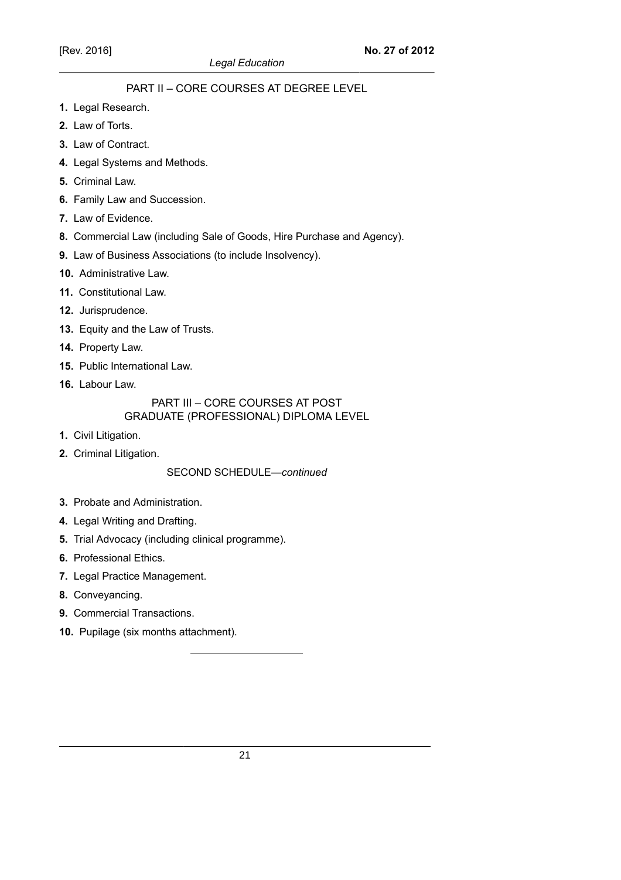## PART II – CORE COURSES AT DEGREE LEVEL

**1.** Legal Research.

**2.** Law of Torts.

**3.** Law of Contract.

**4.** Legal Systems and Methods.

**5.** Criminal Law.

**6.** Family Law and Succession.

**7.** Law of Evidence.

**8.** Commercial Law (including Sale of Goods, Hire Purchase and Agency).

**9.** Law of Business Associations (to include Insolvency).

**10.** Administrative Law.

**11.** Constitutional Law.

**12.** Jurisprudence.

**13.** Equity and the Law of Trusts.

**14.** Property Law.

**15.** Public International Law.

**16.** Labour Law.

## PART III – CORE COURSES AT POST GRADUATE (PROFESSIONAL) DIPLOMA LEVEL

**1.** Civil Litigation.

**2.** Criminal Litigation.

SECOND SCHEDULE—*continued*

**3.** Probate and Administration.

**4.** Legal Writing and Drafting.

**5.** Trial Advocacy (including clinical programme).

**6.** Professional Ethics.

**7.** Legal Practice Management.

**8.** Conveyancing.

**9.** Commercial Transactions.

**10.** Pupilage (six months attachment).